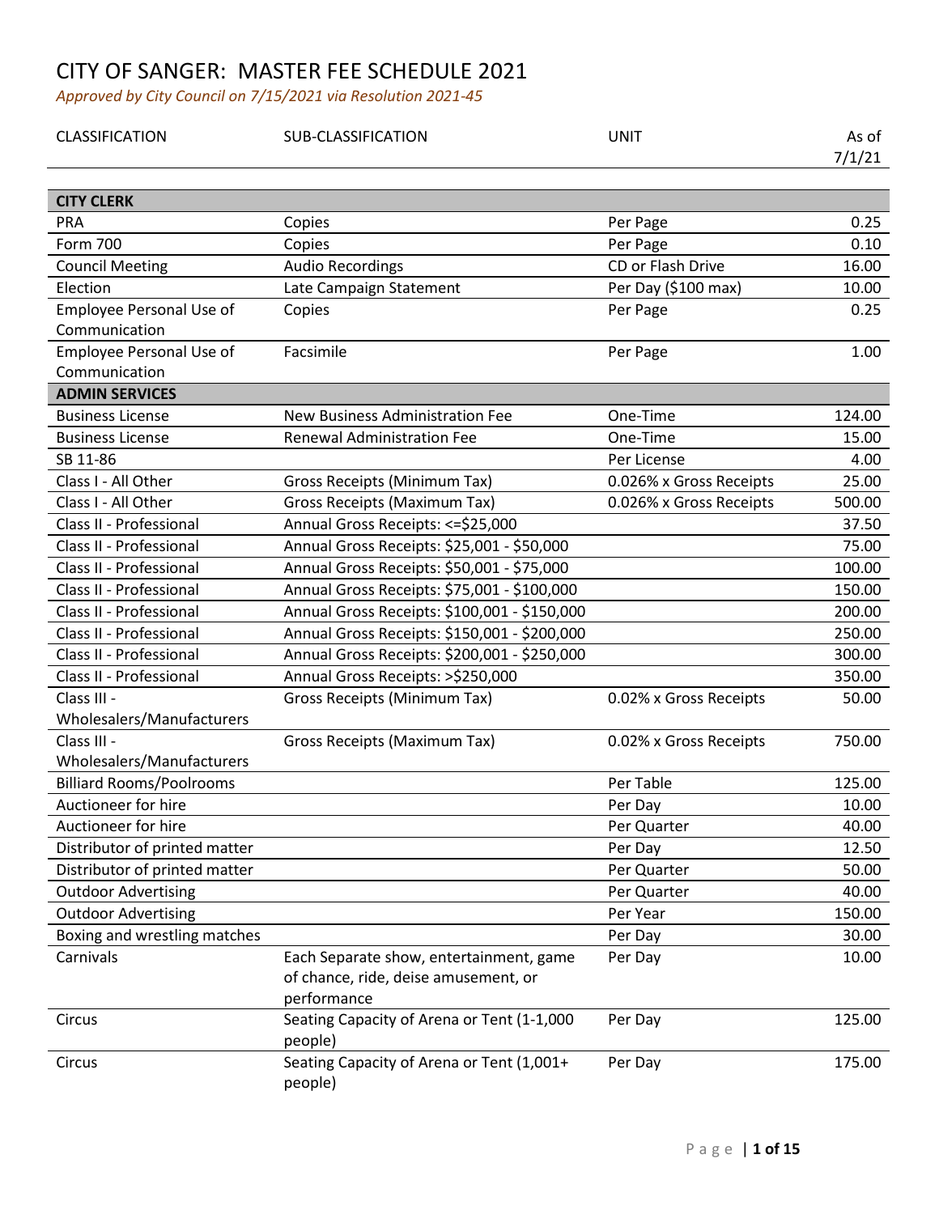# CITY OF SANGER: MASTER FEE SCHEDULE 2021

*Approved by City Council on 7/15/2021 via Resolution 2021-45*

| CLASSIFICATION | SUB-CLASSIFICATION | UNIT | As of 7/1/21 |
|---|---|---|---|
| **CITY CLERK** | | | |
| PRA | Copies | Per Page | 0.25 |
| Form 700 | Copies | Per Page | 0.10 |
| Council Meeting | Audio Recordings | CD or Flash Drive | 16.00 |
| Election | Late Campaign Statement | Per Day ($100 max) | 10.00 |
| Employee Personal Use of Communication | Copies | Per Page | 0.25 |
| Employee Personal Use of Communication | Facsimile | Per Page | 1.00 |
| **ADMIN SERVICES** | | | |
| Business License | New Business Administration Fee | One-Time | 124.00 |
| Business License | Renewal Administration Fee | One-Time | 15.00 |
| SB 11-86 | | Per License | 4.00 |
| Class I - All Other | Gross Receipts (Minimum Tax) | 0.026% x Gross Receipts | 25.00 |
| Class I - All Other | Gross Receipts (Maximum Tax) | 0.026% x Gross Receipts | 500.00 |
| Class II - Professional | Annual Gross Receipts: <=$25,000 | | 37.50 |
| Class II - Professional | Annual Gross Receipts: $25,001 - $50,000 | | 75.00 |
| Class II - Professional | Annual Gross Receipts: $50,001 - $75,000 | | 100.00 |
| Class II - Professional | Annual Gross Receipts: $75,001 - $100,000 | | 150.00 |
| Class II - Professional | Annual Gross Receipts: $100,001 - $150,000 | | 200.00 |
| Class II - Professional | Annual Gross Receipts: $150,001 - $200,000 | | 250.00 |
| Class II - Professional | Annual Gross Receipts: $200,001 - $250,000 | | 300.00 |
| Class II - Professional | Annual Gross Receipts: >$250,000 | | 350.00 |
| Class III - Wholesalers/Manufacturers | Gross Receipts (Minimum Tax) | 0.02% x Gross Receipts | 50.00 |
| Class III - Wholesalers/Manufacturers | Gross Receipts (Maximum Tax) | 0.02% x Gross Receipts | 750.00 |
| Billiard Rooms/Poolrooms | | Per Table | 125.00 |
| Auctioneer for hire | | Per Day | 10.00 |
| Auctioneer for hire | | Per Quarter | 40.00 |
| Distributor of printed matter | | Per Day | 12.50 |
| Distributor of printed matter | | Per Quarter | 50.00 |
| Outdoor Advertising | | Per Quarter | 40.00 |
| Outdoor Advertising | | Per Year | 150.00 |
| Boxing and wrestling matches | | Per Day | 30.00 |
| Carnivals | Each Separate show, entertainment, game of chance, ride, deise amusement, or performance | Per Day | 10.00 |
| Circus | Seating Capacity of Arena or Tent (1-1,000 people) | Per Day | 125.00 |
| Circus | Seating Capacity of Arena or Tent (1,001+ people) | Per Day | 175.00 |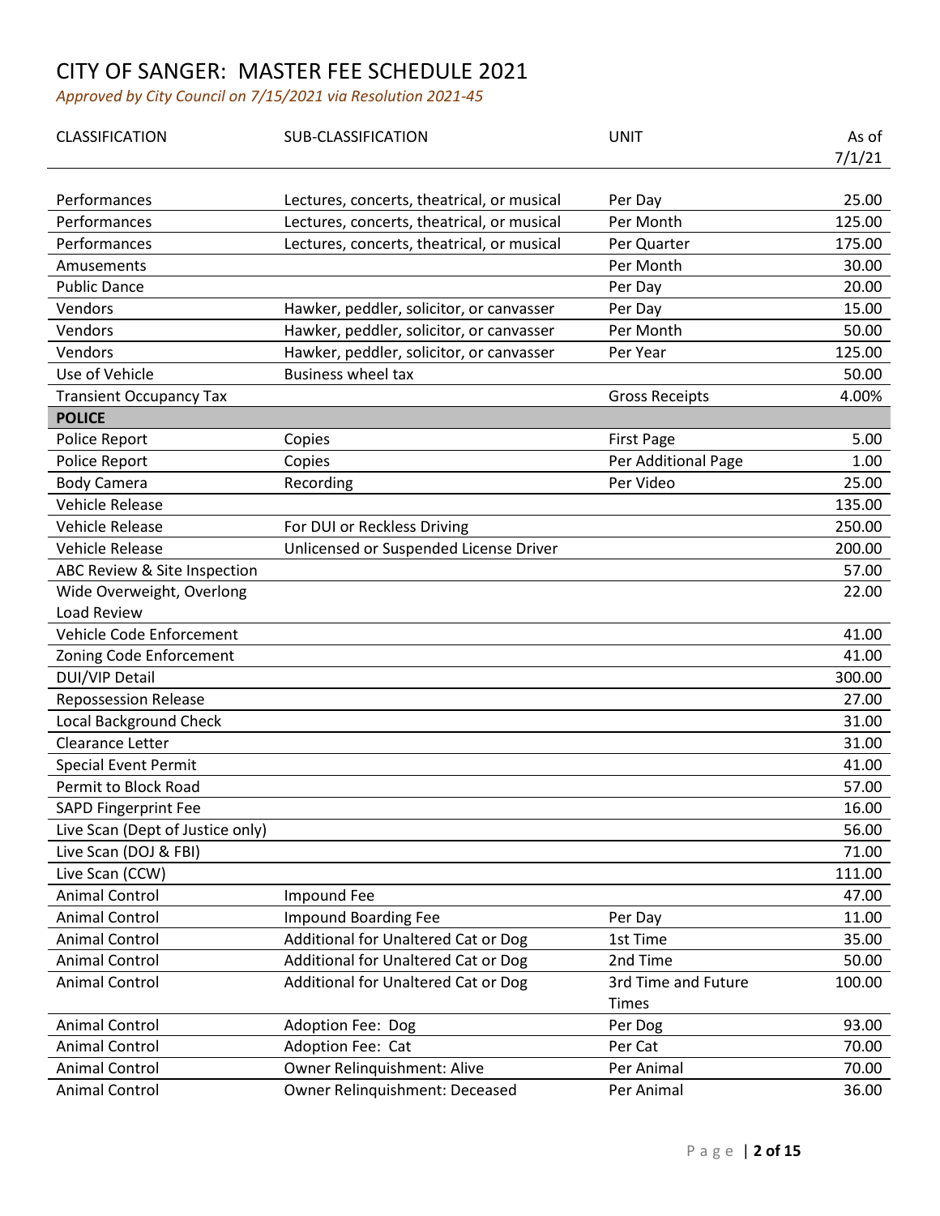# CITY OF SANGER: MASTER FEE SCHEDULE 2021

*Approved by City Council on 7/15/2021 via Resolution 2021-45*

| CLASSIFICATION | SUB-CLASSIFICATION | UNIT | As of 7/1/21 |
|---|---|---|---|
| Performances | Lectures, concerts, theatrical, or musical | Per Day | 25.00 |
| Performances | Lectures, concerts, theatrical, or musical | Per Month | 125.00 |
| Performances | Lectures, concerts, theatrical, or musical | Per Quarter | 175.00 |
| Amusements | | Per Month | 30.00 |
| Public Dance | | Per Day | 20.00 |
| Vendors | Hawker, peddler, solicitor, or canvasser | Per Day | 15.00 |
| Vendors | Hawker, peddler, solicitor, or canvasser | Per Month | 50.00 |
| Vendors | Hawker, peddler, solicitor, or canvasser | Per Year | 125.00 |
| Use of Vehicle | Business wheel tax | | 50.00 |
| Transient Occupancy Tax | | Gross Receipts | 4.00% |
| **POLICE** | | | |
| Police Report | Copies | First Page | 5.00 |
| Police Report | Copies | Per Additional Page | 1.00 |
| Body Camera | Recording | Per Video | 25.00 |
| Vehicle Release | | | 135.00 |
| Vehicle Release | For DUI or Reckless Driving | | 250.00 |
| Vehicle Release | Unlicensed or Suspended License Driver | | 200.00 |
| ABC Review & Site Inspection | | | 57.00 |
| Wide Overweight, Overlong Load Review | | | 22.00 |
| Vehicle Code Enforcement | | | 41.00 |
| Zoning Code Enforcement | | | 41.00 |
| DUI/VIP Detail | | | 300.00 |
| Repossession Release | | | 27.00 |
| Local Background Check | | | 31.00 |
| Clearance Letter | | | 31.00 |
| Special Event Permit | | | 41.00 |
| Permit to Block Road | | | 57.00 |
| SAPD Fingerprint Fee | | | 16.00 |
| Live Scan (Dept of Justice only) | | | 56.00 |
| Live Scan (DOJ & FBI) | | | 71.00 |
| Live Scan (CCW) | | | 111.00 |
| Animal Control | Impound Fee | | 47.00 |
| Animal Control | Impound Boarding Fee | Per Day | 11.00 |
| Animal Control | Additional for Unaltered Cat or Dog | 1st Time | 35.00 |
| Animal Control | Additional for Unaltered Cat or Dog | 2nd Time | 50.00 |
| Animal Control | Additional for Unaltered Cat or Dog | 3rd Time and Future Times | 100.00 |
| Animal Control | Adoption Fee: Dog | Per Dog | 93.00 |
| Animal Control | Adoption Fee: Cat | Per Cat | 70.00 |
| Animal Control | Owner Relinquishment: Alive | Per Animal | 70.00 |
| Animal Control | Owner Relinquishment: Deceased | Per Animal | 36.00 |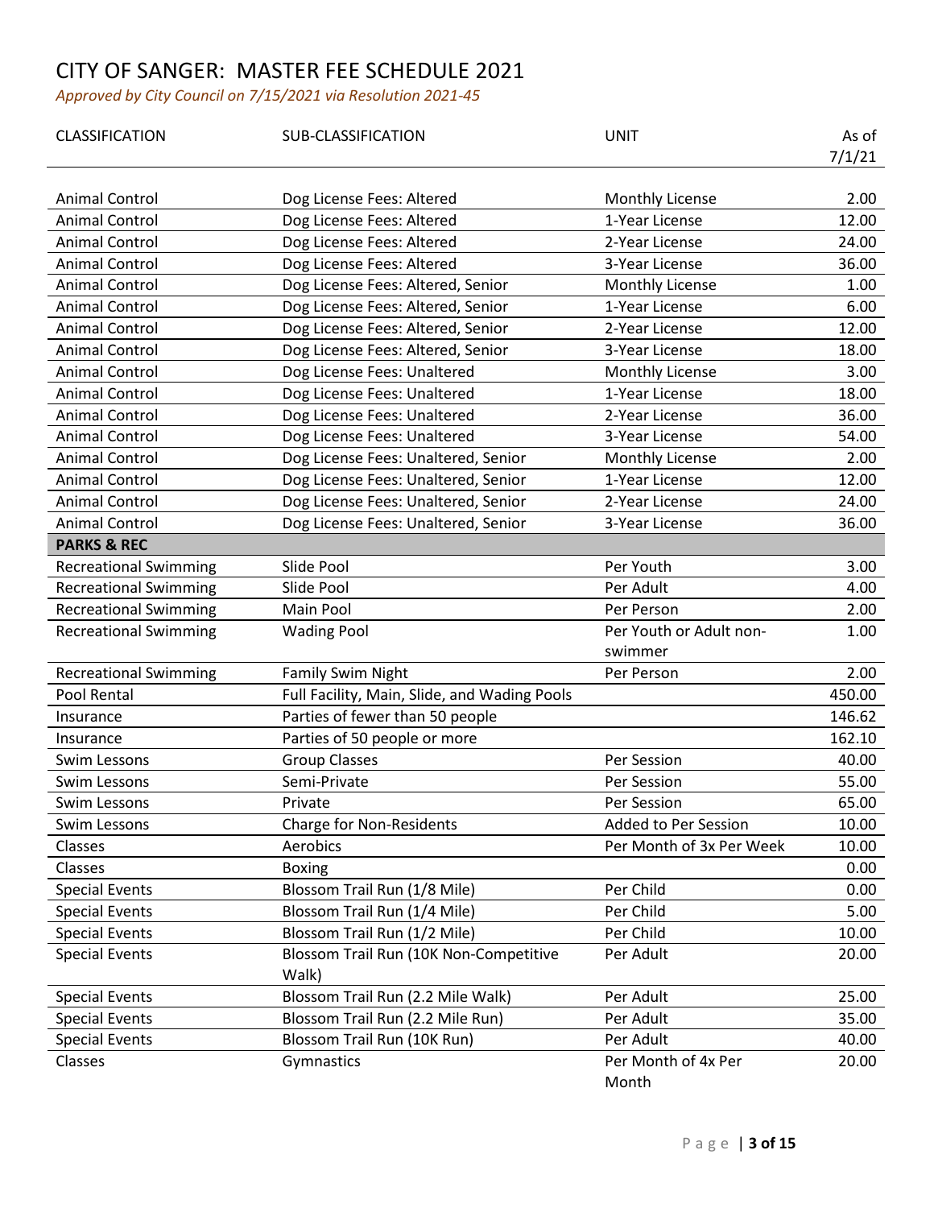# CITY OF SANGER: MASTER FEE SCHEDULE 2021

*Approved by City Council on 7/15/2021 via Resolution 2021-45*

| CLASSIFICATION | SUB-CLASSIFICATION | UNIT | As of 7/1/21 |
|---|---|---|---|
| Animal Control | Dog License Fees: Altered | Monthly License | 2.00 |
| Animal Control | Dog License Fees: Altered | 1-Year License | 12.00 |
| Animal Control | Dog License Fees: Altered | 2-Year License | 24.00 |
| Animal Control | Dog License Fees: Altered | 3-Year License | 36.00 |
| Animal Control | Dog License Fees: Altered, Senior | Monthly License | 1.00 |
| Animal Control | Dog License Fees: Altered, Senior | 1-Year License | 6.00 |
| Animal Control | Dog License Fees: Altered, Senior | 2-Year License | 12.00 |
| Animal Control | Dog License Fees: Altered, Senior | 3-Year License | 18.00 |
| Animal Control | Dog License Fees: Unaltered | Monthly License | 3.00 |
| Animal Control | Dog License Fees: Unaltered | 1-Year License | 18.00 |
| Animal Control | Dog License Fees: Unaltered | 2-Year License | 36.00 |
| Animal Control | Dog License Fees: Unaltered | 3-Year License | 54.00 |
| Animal Control | Dog License Fees: Unaltered, Senior | Monthly License | 2.00 |
| Animal Control | Dog License Fees: Unaltered, Senior | 1-Year License | 12.00 |
| Animal Control | Dog License Fees: Unaltered, Senior | 2-Year License | 24.00 |
| Animal Control | Dog License Fees: Unaltered, Senior | 3-Year License | 36.00 |
| **PARKS & REC** | | | |
| Recreational Swimming | Slide Pool | Per Youth | 3.00 |
| Recreational Swimming | Slide Pool | Per Adult | 4.00 |
| Recreational Swimming | Main Pool | Per Person | 2.00 |
| Recreational Swimming | Wading Pool | Per Youth or Adult non-swimmer | 1.00 |
| Recreational Swimming | Family Swim Night | Per Person | 2.00 |
| Pool Rental | Full Facility, Main, Slide, and Wading Pools | | 450.00 |
| Insurance | Parties of fewer than 50 people | | 146.62 |
| Insurance | Parties of 50 people or more | | 162.10 |
| Swim Lessons | Group Classes | Per Session | 40.00 |
| Swim Lessons | Semi-Private | Per Session | 55.00 |
| Swim Lessons | Private | Per Session | 65.00 |
| Swim Lessons | Charge for Non-Residents | Added to Per Session | 10.00 |
| Classes | Aerobics | Per Month of 3x Per Week | 10.00 |
| Classes | Boxing | | 0.00 |
| Special Events | Blossom Trail Run (1/8 Mile) | Per Child | 0.00 |
| Special Events | Blossom Trail Run (1/4 Mile) | Per Child | 5.00 |
| Special Events | Blossom Trail Run (1/2 Mile) | Per Child | 10.00 |
| Special Events | Blossom Trail Run (10K Non-Competitive Walk) | Per Adult | 20.00 |
| Special Events | Blossom Trail Run (2.2 Mile Walk) | Per Adult | 25.00 |
| Special Events | Blossom Trail Run (2.2 Mile Run) | Per Adult | 35.00 |
| Special Events | Blossom Trail Run (10K Run) | Per Adult | 40.00 |
| Classes | Gymnastics | Per Month of 4x Per Month | 20.00 |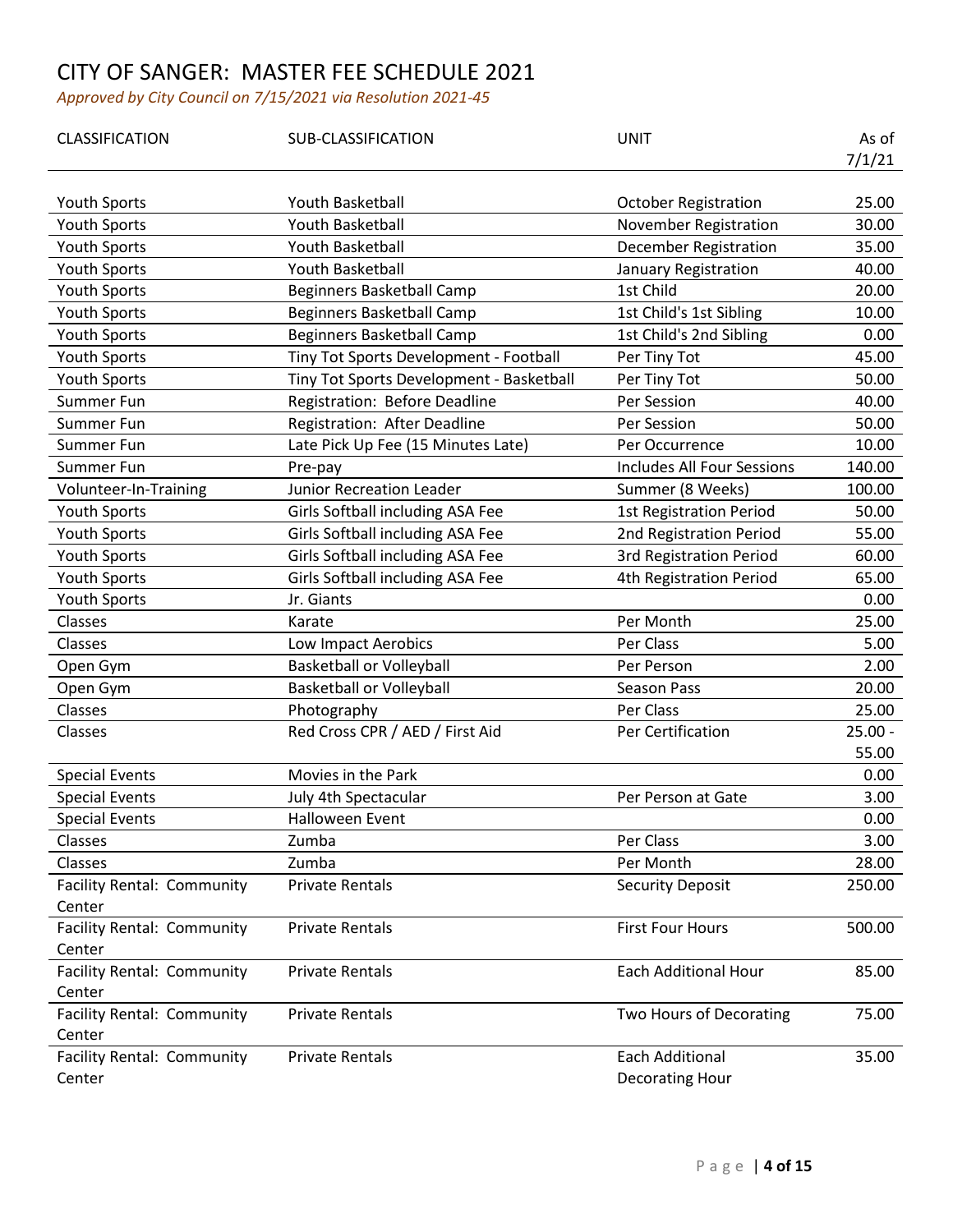# CITY OF SANGER: MASTER FEE SCHEDULE 2021

*Approved by City Council on 7/15/2021 via Resolution 2021-45*

| CLASSIFICATION | SUB-CLASSIFICATION | UNIT | As of 7/1/21 |
|---|---|---|---|
| Youth Sports | Youth Basketball | October Registration | 25.00 |
| Youth Sports | Youth Basketball | November Registration | 30.00 |
| Youth Sports | Youth Basketball | December Registration | 35.00 |
| Youth Sports | Youth Basketball | January Registration | 40.00 |
| Youth Sports | Beginners Basketball Camp | 1st Child | 20.00 |
| Youth Sports | Beginners Basketball Camp | 1st Child's 1st Sibling | 10.00 |
| Youth Sports | Beginners Basketball Camp | 1st Child's 2nd Sibling | 0.00 |
| Youth Sports | Tiny Tot Sports Development - Football | Per Tiny Tot | 45.00 |
| Youth Sports | Tiny Tot Sports Development - Basketball | Per Tiny Tot | 50.00 |
| Summer Fun | Registration: Before Deadline | Per Session | 40.00 |
| Summer Fun | Registration: After Deadline | Per Session | 50.00 |
| Summer Fun | Late Pick Up Fee (15 Minutes Late) | Per Occurrence | 10.00 |
| Summer Fun | Pre-pay | Includes All Four Sessions | 140.00 |
| Volunteer-In-Training | Junior Recreation Leader | Summer (8 Weeks) | 100.00 |
| Youth Sports | Girls Softball including ASA Fee | 1st Registration Period | 50.00 |
| Youth Sports | Girls Softball including ASA Fee | 2nd Registration Period | 55.00 |
| Youth Sports | Girls Softball including ASA Fee | 3rd Registration Period | 60.00 |
| Youth Sports | Girls Softball including ASA Fee | 4th Registration Period | 65.00 |
| Youth Sports | Jr. Giants | | 0.00 |
| Classes | Karate | Per Month | 25.00 |
| Classes | Low Impact Aerobics | Per Class | 5.00 |
| Open Gym | Basketball or Volleyball | Per Person | 2.00 |
| Open Gym | Basketball or Volleyball | Season Pass | 20.00 |
| Classes | Photography | Per Class | 25.00 |
| Classes | Red Cross CPR / AED / First Aid | Per Certification | 25.00 - 55.00 |
| Special Events | Movies in the Park | | 0.00 |
| Special Events | July 4th Spectacular | Per Person at Gate | 3.00 |
| Special Events | Halloween Event | | 0.00 |
| Classes | Zumba | Per Class | 3.00 |
| Classes | Zumba | Per Month | 28.00 |
| Facility Rental: Community Center | Private Rentals | Security Deposit | 250.00 |
| Facility Rental: Community Center | Private Rentals | First Four Hours | 500.00 |
| Facility Rental: Community Center | Private Rentals | Each Additional Hour | 85.00 |
| Facility Rental: Community Center | Private Rentals | Two Hours of Decorating | 75.00 |
| Facility Rental: Community Center | Private Rentals | Each Additional Decorating Hour | 35.00 |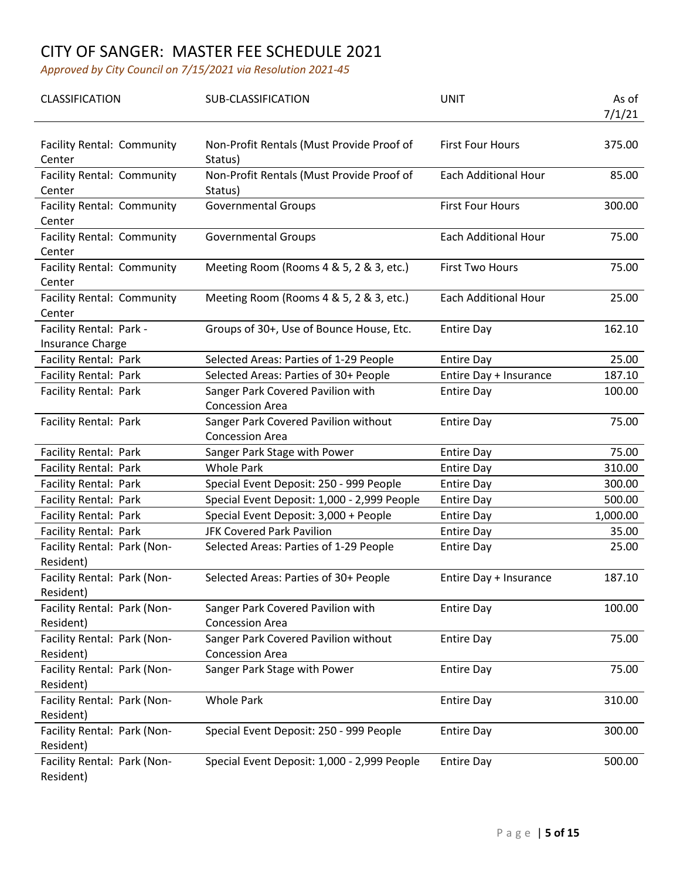# CITY OF SANGER: MASTER FEE SCHEDULE 2021

*Approved by City Council on 7/15/2021 via Resolution 2021-45*

| CLASSIFICATION | SUB-CLASSIFICATION | UNIT | As of 7/1/21 |
|---|---|---|---|
| Facility Rental: Community Center | Non-Profit Rentals (Must Provide Proof of Status) | First Four Hours | 375.00 |
| Facility Rental: Community Center | Non-Profit Rentals (Must Provide Proof of Status) | Each Additional Hour | 85.00 |
| Facility Rental: Community Center | Governmental Groups | First Four Hours | 300.00 |
| Facility Rental: Community Center | Governmental Groups | Each Additional Hour | 75.00 |
| Facility Rental: Community Center | Meeting Room (Rooms 4 & 5, 2 & 3, etc.) | First Two Hours | 75.00 |
| Facility Rental: Community Center | Meeting Room (Rooms 4 & 5, 2 & 3, etc.) | Each Additional Hour | 25.00 |
| Facility Rental: Park - Insurance Charge | Groups of 30+, Use of Bounce House, Etc. | Entire Day | 162.10 |
| Facility Rental: Park | Selected Areas: Parties of 1-29 People | Entire Day | 25.00 |
| Facility Rental: Park | Selected Areas: Parties of 30+ People | Entire Day + Insurance | 187.10 |
| Facility Rental: Park | Sanger Park Covered Pavilion with Concession Area | Entire Day | 100.00 |
| Facility Rental: Park | Sanger Park Covered Pavilion without Concession Area | Entire Day | 75.00 |
| Facility Rental: Park | Sanger Park Stage with Power | Entire Day | 75.00 |
| Facility Rental: Park | Whole Park | Entire Day | 310.00 |
| Facility Rental: Park | Special Event Deposit: 250 - 999 People | Entire Day | 300.00 |
| Facility Rental: Park | Special Event Deposit: 1,000 - 2,999 People | Entire Day | 500.00 |
| Facility Rental: Park | Special Event Deposit: 3,000 + People | Entire Day | 1,000.00 |
| Facility Rental: Park | JFK Covered Park Pavilion | Entire Day | 35.00 |
| Facility Rental: Park (Non-Resident) | Selected Areas: Parties of 1-29 People | Entire Day | 25.00 |
| Facility Rental: Park (Non-Resident) | Selected Areas: Parties of 30+ People | Entire Day + Insurance | 187.10 |
| Facility Rental: Park (Non-Resident) | Sanger Park Covered Pavilion with Concession Area | Entire Day | 100.00 |
| Facility Rental: Park (Non-Resident) | Sanger Park Covered Pavilion without Concession Area | Entire Day | 75.00 |
| Facility Rental: Park (Non-Resident) | Sanger Park Stage with Power | Entire Day | 75.00 |
| Facility Rental: Park (Non-Resident) | Whole Park | Entire Day | 310.00 |
| Facility Rental: Park (Non-Resident) | Special Event Deposit: 250 - 999 People | Entire Day | 300.00 |
| Facility Rental: Park (Non-Resident) | Special Event Deposit: 1,000 - 2,999 People | Entire Day | 500.00 |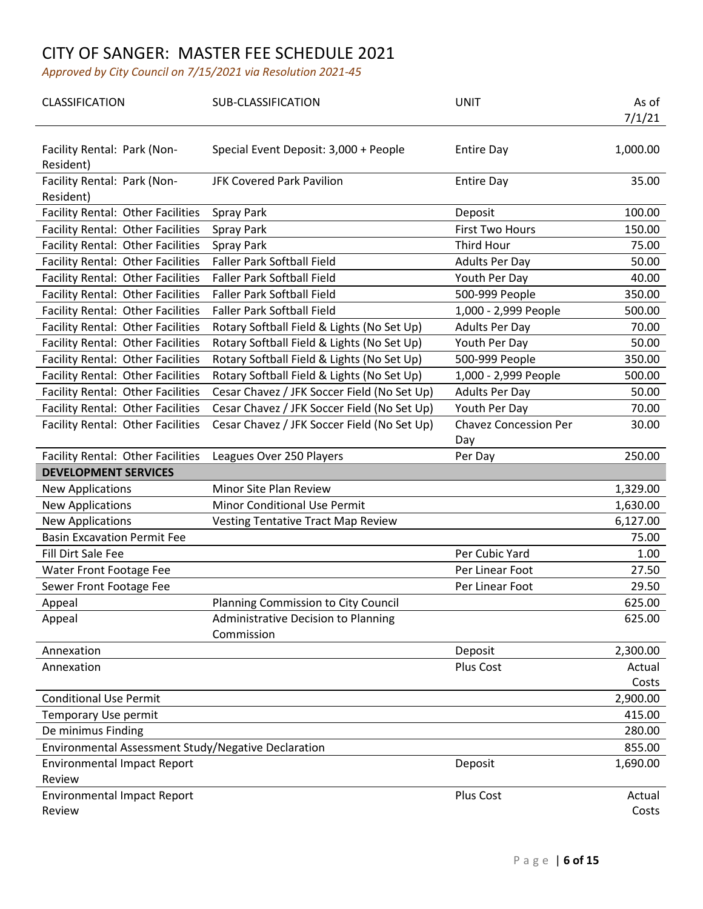# CITY OF SANGER: MASTER FEE SCHEDULE 2021

*Approved by City Council on 7/15/2021 via Resolution 2021-45*

| CLASSIFICATION | SUB-CLASSIFICATION | UNIT | As of 7/1/21 |
|---|---|---|---|
| Facility Rental: Park (Non-Resident) | Special Event Deposit: 3,000 + People | Entire Day | 1,000.00 |
| Facility Rental: Park (Non-Resident) | JFK Covered Park Pavilion | Entire Day | 35.00 |
| Facility Rental: Other Facilities | Spray Park | Deposit | 100.00 |
| Facility Rental: Other Facilities | Spray Park | First Two Hours | 150.00 |
| Facility Rental: Other Facilities | Spray Park | Third Hour | 75.00 |
| Facility Rental: Other Facilities | Faller Park Softball Field | Adults Per Day | 50.00 |
| Facility Rental: Other Facilities | Faller Park Softball Field | Youth Per Day | 40.00 |
| Facility Rental: Other Facilities | Faller Park Softball Field | 500-999 People | 350.00 |
| Facility Rental: Other Facilities | Faller Park Softball Field | 1,000 - 2,999 People | 500.00 |
| Facility Rental: Other Facilities | Rotary Softball Field & Lights (No Set Up) | Adults Per Day | 70.00 |
| Facility Rental: Other Facilities | Rotary Softball Field & Lights (No Set Up) | Youth Per Day | 50.00 |
| Facility Rental: Other Facilities | Rotary Softball Field & Lights (No Set Up) | 500-999 People | 350.00 |
| Facility Rental: Other Facilities | Rotary Softball Field & Lights (No Set Up) | 1,000 - 2,999 People | 500.00 |
| Facility Rental: Other Facilities | Cesar Chavez / JFK Soccer Field (No Set Up) | Adults Per Day | 50.00 |
| Facility Rental: Other Facilities | Cesar Chavez / JFK Soccer Field (No Set Up) | Youth Per Day | 70.00 |
| Facility Rental: Other Facilities | Cesar Chavez / JFK Soccer Field (No Set Up) | Chavez Concession Per Day | 30.00 |
| Facility Rental: Other Facilities | Leagues Over 250 Players | Per Day | 250.00 |
| **DEVELOPMENT SERVICES** | | | |
| New Applications | Minor Site Plan Review | | 1,329.00 |
| New Applications | Minor Conditional Use Permit | | 1,630.00 |
| New Applications | Vesting Tentative Tract Map Review | | 6,127.00 |
| Basin Excavation Permit Fee | | | 75.00 |
| Fill Dirt Sale Fee | | Per Cubic Yard | 1.00 |
| Water Front Footage Fee | | Per Linear Foot | 27.50 |
| Sewer Front Footage Fee | | Per Linear Foot | 29.50 |
| Appeal | Planning Commission to City Council | | 625.00 |
| Appeal | Administrative Decision to Planning Commission | | 625.00 |
| Annexation | | Deposit | 2,300.00 |
| Annexation | | Plus Cost | Actual Costs |
| Conditional Use Permit | | | 2,900.00 |
| Temporary Use permit | | | 415.00 |
| De minimus Finding | | | 280.00 |
| Environmental Assessment Study/Negative Declaration | | | 855.00 |
| Environmental Impact Report Review | | Deposit | 1,690.00 |
| Environmental Impact Report Review | | Plus Cost | Actual Costs |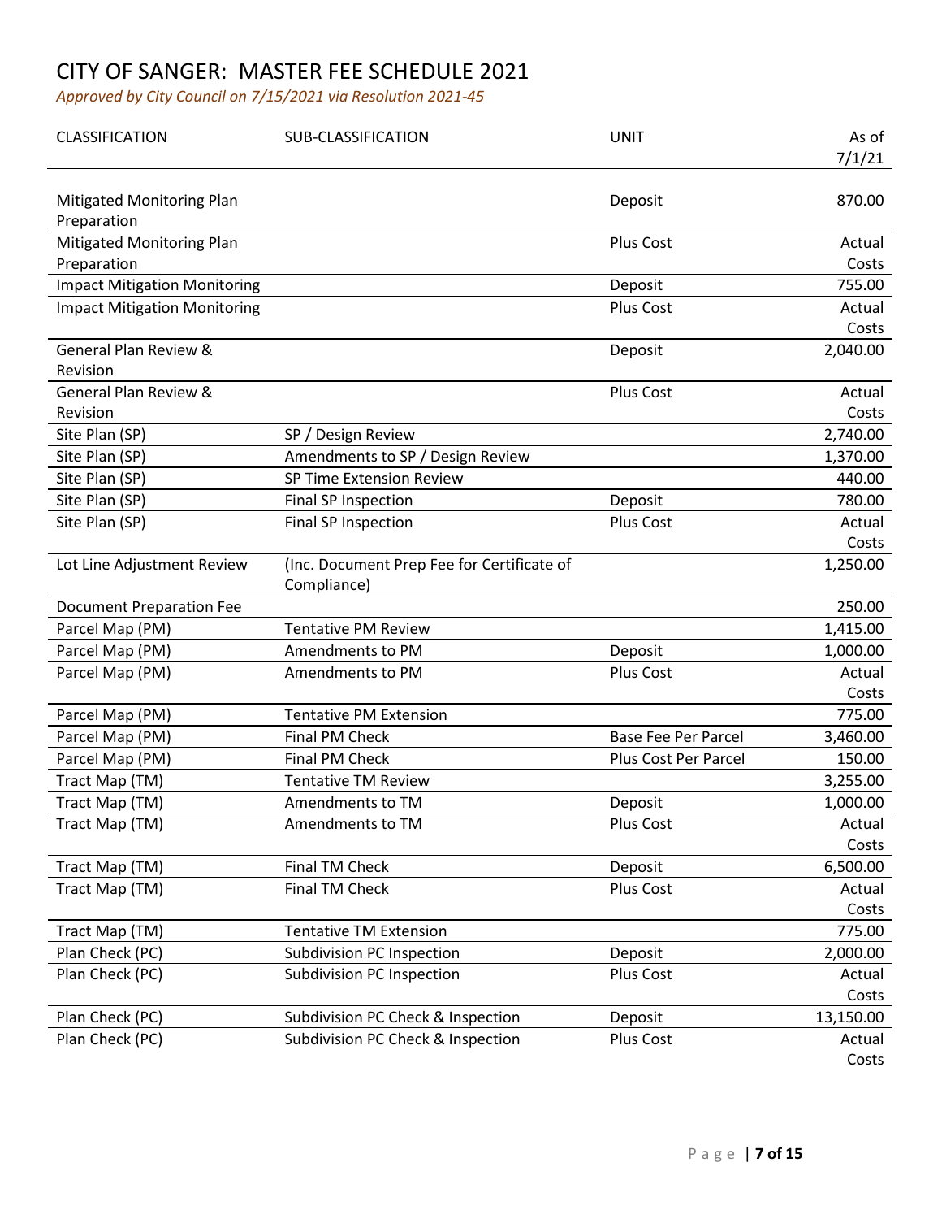# CITY OF SANGER: MASTER FEE SCHEDULE 2021

*Approved by City Council on 7/15/2021 via Resolution 2021-45*

| CLASSIFICATION | SUB-CLASSIFICATION | UNIT | As of 7/1/21 |
|---|---|---|---|
| Mitigated Monitoring Plan Preparation | | Deposit | 870.00 |
| Mitigated Monitoring Plan Preparation | | Plus Cost | Actual Costs |
| Impact Mitigation Monitoring | | Deposit | 755.00 |
| Impact Mitigation Monitoring | | Plus Cost | Actual Costs |
| General Plan Review & Revision | | Deposit | 2,040.00 |
| General Plan Review & Revision | | Plus Cost | Actual Costs |
| Site Plan (SP) | SP / Design Review | | 2,740.00 |
| Site Plan (SP) | Amendments to SP / Design Review | | 1,370.00 |
| Site Plan (SP) | SP Time Extension Review | | 440.00 |
| Site Plan (SP) | Final SP Inspection | Deposit | 780.00 |
| Site Plan (SP) | Final SP Inspection | Plus Cost | Actual Costs |
| Lot Line Adjustment Review | (Inc. Document Prep Fee for Certificate of Compliance) | | 1,250.00 |
| Document Preparation Fee | | | 250.00 |
| Parcel Map (PM) | Tentative PM Review | | 1,415.00 |
| Parcel Map (PM) | Amendments to PM | Deposit | 1,000.00 |
| Parcel Map (PM) | Amendments to PM | Plus Cost | Actual Costs |
| Parcel Map (PM) | Tentative PM Extension | | 775.00 |
| Parcel Map (PM) | Final PM Check | Base Fee Per Parcel | 3,460.00 |
| Parcel Map (PM) | Final PM Check | Plus Cost Per Parcel | 150.00 |
| Tract Map (TM) | Tentative TM Review | | 3,255.00 |
| Tract Map (TM) | Amendments to TM | Deposit | 1,000.00 |
| Tract Map (TM) | Amendments to TM | Plus Cost | Actual Costs |
| Tract Map (TM) | Final TM Check | Deposit | 6,500.00 |
| Tract Map (TM) | Final TM Check | Plus Cost | Actual Costs |
| Tract Map (TM) | Tentative TM Extension | | 775.00 |
| Plan Check (PC) | Subdivision PC Inspection | Deposit | 2,000.00 |
| Plan Check (PC) | Subdivision PC Inspection | Plus Cost | Actual Costs |
| Plan Check (PC) | Subdivision PC Check & Inspection | Deposit | 13,150.00 |
| Plan Check (PC) | Subdivision PC Check & Inspection | Plus Cost | Actual Costs |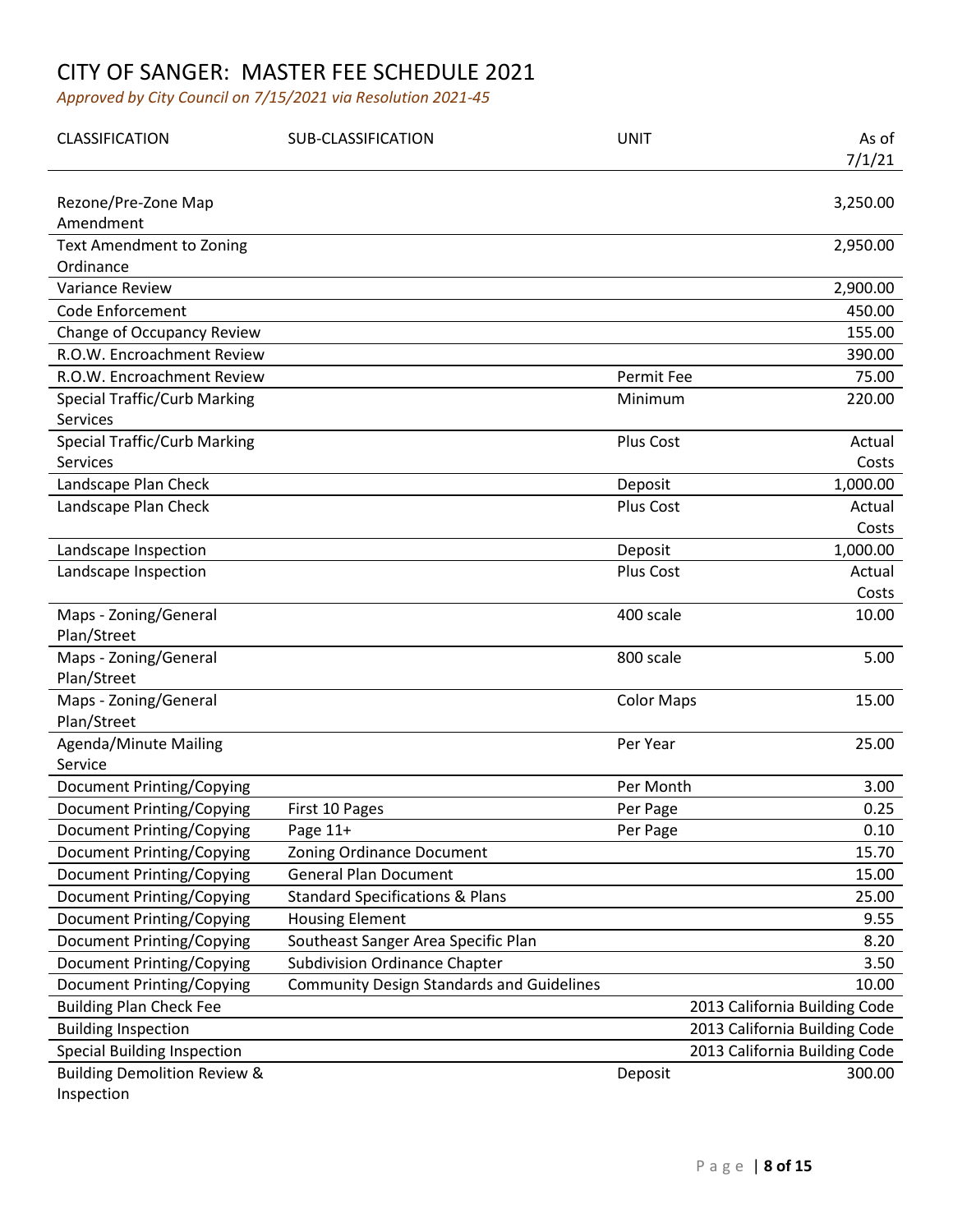# CITY OF SANGER: MASTER FEE SCHEDULE 2021

*Approved by City Council on 7/15/2021 via Resolution 2021-45*

| CLASSIFICATION | SUB-CLASSIFICATION | UNIT | As of 7/1/21 |
|---|---|---|---|
| Rezone/Pre-Zone Map Amendment | | | 3,250.00 |
| Text Amendment to Zoning Ordinance | | | 2,950.00 |
| Variance Review | | | 2,900.00 |
| Code Enforcement | | | 450.00 |
| Change of Occupancy Review | | | 155.00 |
| R.O.W. Encroachment Review | | | 390.00 |
| R.O.W. Encroachment Review | | Permit Fee | 75.00 |
| Special Traffic/Curb Marking Services | | Minimum | 220.00 |
| Special Traffic/Curb Marking Services | | Plus Cost | Actual Costs |
| Landscape Plan Check | | Deposit | 1,000.00 |
| Landscape Plan Check | | Plus Cost | Actual Costs |
| Landscape Inspection | | Deposit | 1,000.00 |
| Landscape Inspection | | Plus Cost | Actual Costs |
| Maps - Zoning/General Plan/Street | | 400 scale | 10.00 |
| Maps - Zoning/General Plan/Street | | 800 scale | 5.00 |
| Maps - Zoning/General Plan/Street | | Color Maps | 15.00 |
| Agenda/Minute Mailing Service | | Per Year | 25.00 |
| Document Printing/Copying | | Per Month | 3.00 |
| Document Printing/Copying | First 10 Pages | Per Page | 0.25 |
| Document Printing/Copying | Page 11+ | Per Page | 0.10 |
| Document Printing/Copying | Zoning Ordinance Document | | 15.70 |
| Document Printing/Copying | General Plan Document | | 15.00 |
| Document Printing/Copying | Standard Specifications & Plans | | 25.00 |
| Document Printing/Copying | Housing Element | | 9.55 |
| Document Printing/Copying | Southeast Sanger Area Specific Plan | | 8.20 |
| Document Printing/Copying | Subdivision Ordinance Chapter | | 3.50 |
| Document Printing/Copying | Community Design Standards and Guidelines | | 10.00 |
| Building Plan Check Fee | | | 2013 California Building Code |
| Building Inspection | | | 2013 California Building Code |
| Special Building Inspection | | | 2013 California Building Code |
| Building Demolition Review & Inspection | | Deposit | 300.00 |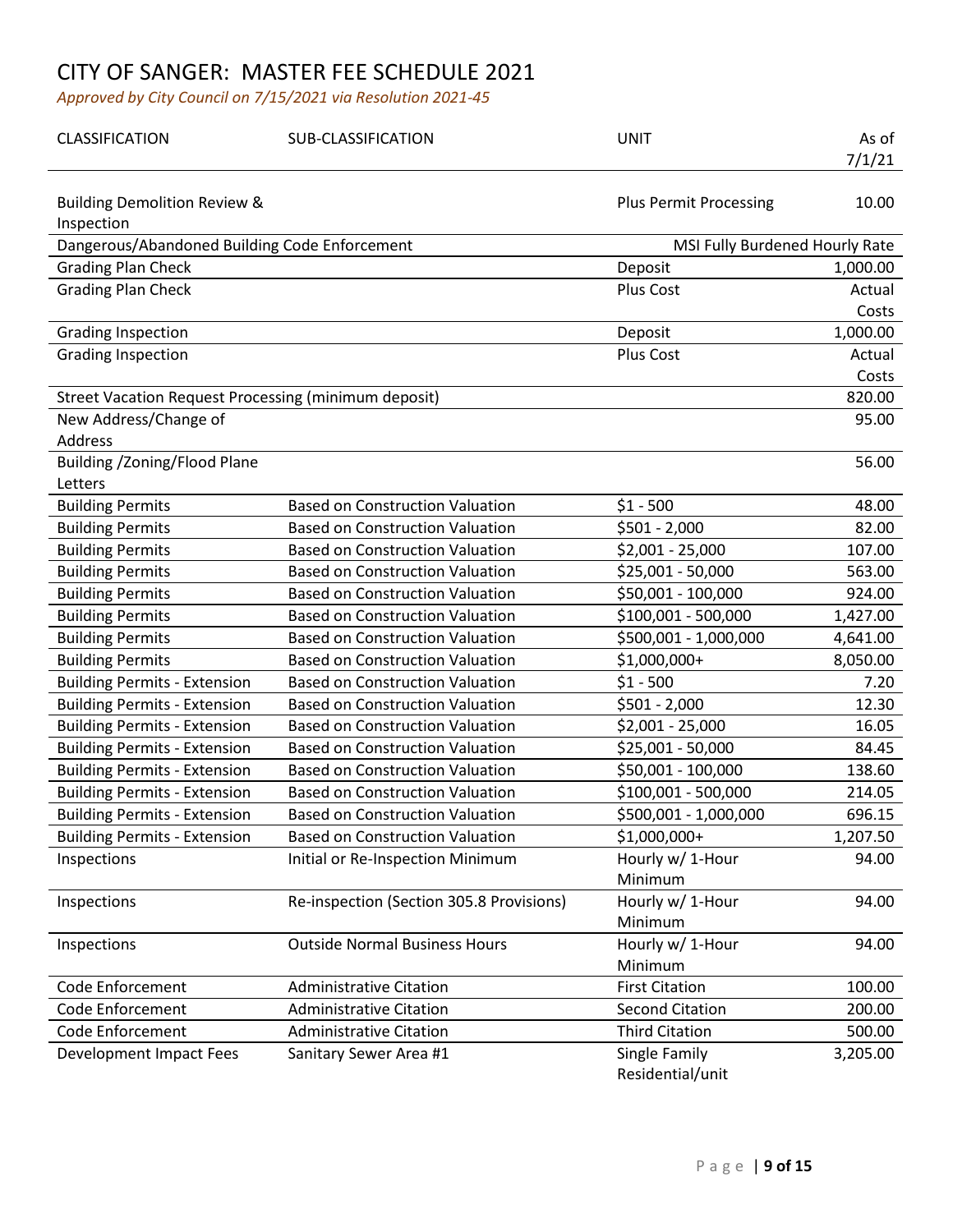# CITY OF SANGER: MASTER FEE SCHEDULE 2021

*Approved by City Council on 7/15/2021 via Resolution 2021-45*

| CLASSIFICATION | SUB-CLASSIFICATION | UNIT | As of 7/1/21 |
|---|---|---|---|
| Building Demolition Review & Inspection | | Plus Permit Processing | 10.00 |
| Dangerous/Abandoned Building Code Enforcement | | MSI Fully Burdened Hourly Rate | |
| Grading Plan Check | | Deposit | 1,000.00 |
| Grading Plan Check | | Plus Cost | Actual Costs |
| Grading Inspection | | Deposit | 1,000.00 |
| Grading Inspection | | Plus Cost | Actual Costs |
| Street Vacation Request Processing (minimum deposit) | | | 820.00 |
| New Address/Change of Address | | | 95.00 |
| Building /Zoning/Flood Plane Letters | | | 56.00 |
| Building Permits | Based on Construction Valuation | $1 - 500 | 48.00 |
| Building Permits | Based on Construction Valuation | $501 - 2,000 | 82.00 |
| Building Permits | Based on Construction Valuation | $2,001 - 25,000 | 107.00 |
| Building Permits | Based on Construction Valuation | $25,001 - 50,000 | 563.00 |
| Building Permits | Based on Construction Valuation | $50,001 - 100,000 | 924.00 |
| Building Permits | Based on Construction Valuation | $100,001 - 500,000 | 1,427.00 |
| Building Permits | Based on Construction Valuation | $500,001 - 1,000,000 | 4,641.00 |
| Building Permits | Based on Construction Valuation | $1,000,000+ | 8,050.00 |
| Building Permits - Extension | Based on Construction Valuation | $1 - 500 | 7.20 |
| Building Permits - Extension | Based on Construction Valuation | $501 - 2,000 | 12.30 |
| Building Permits - Extension | Based on Construction Valuation | $2,001 - 25,000 | 16.05 |
| Building Permits - Extension | Based on Construction Valuation | $25,001 - 50,000 | 84.45 |
| Building Permits - Extension | Based on Construction Valuation | $50,001 - 100,000 | 138.60 |
| Building Permits - Extension | Based on Construction Valuation | $100,001 - 500,000 | 214.05 |
| Building Permits - Extension | Based on Construction Valuation | $500,001 - 1,000,000 | 696.15 |
| Building Permits - Extension | Based on Construction Valuation | $1,000,000+ | 1,207.50 |
| Inspections | Initial or Re-Inspection Minimum | Hourly w/ 1-Hour Minimum | 94.00 |
| Inspections | Re-inspection (Section 305.8 Provisions) | Hourly w/ 1-Hour Minimum | 94.00 |
| Inspections | Outside Normal Business Hours | Hourly w/ 1-Hour Minimum | 94.00 |
| Code Enforcement | Administrative Citation | First Citation | 100.00 |
| Code Enforcement | Administrative Citation | Second Citation | 200.00 |
| Code Enforcement | Administrative Citation | Third Citation | 500.00 |
| Development Impact Fees | Sanitary Sewer Area #1 | Single Family Residential/unit | 3,205.00 |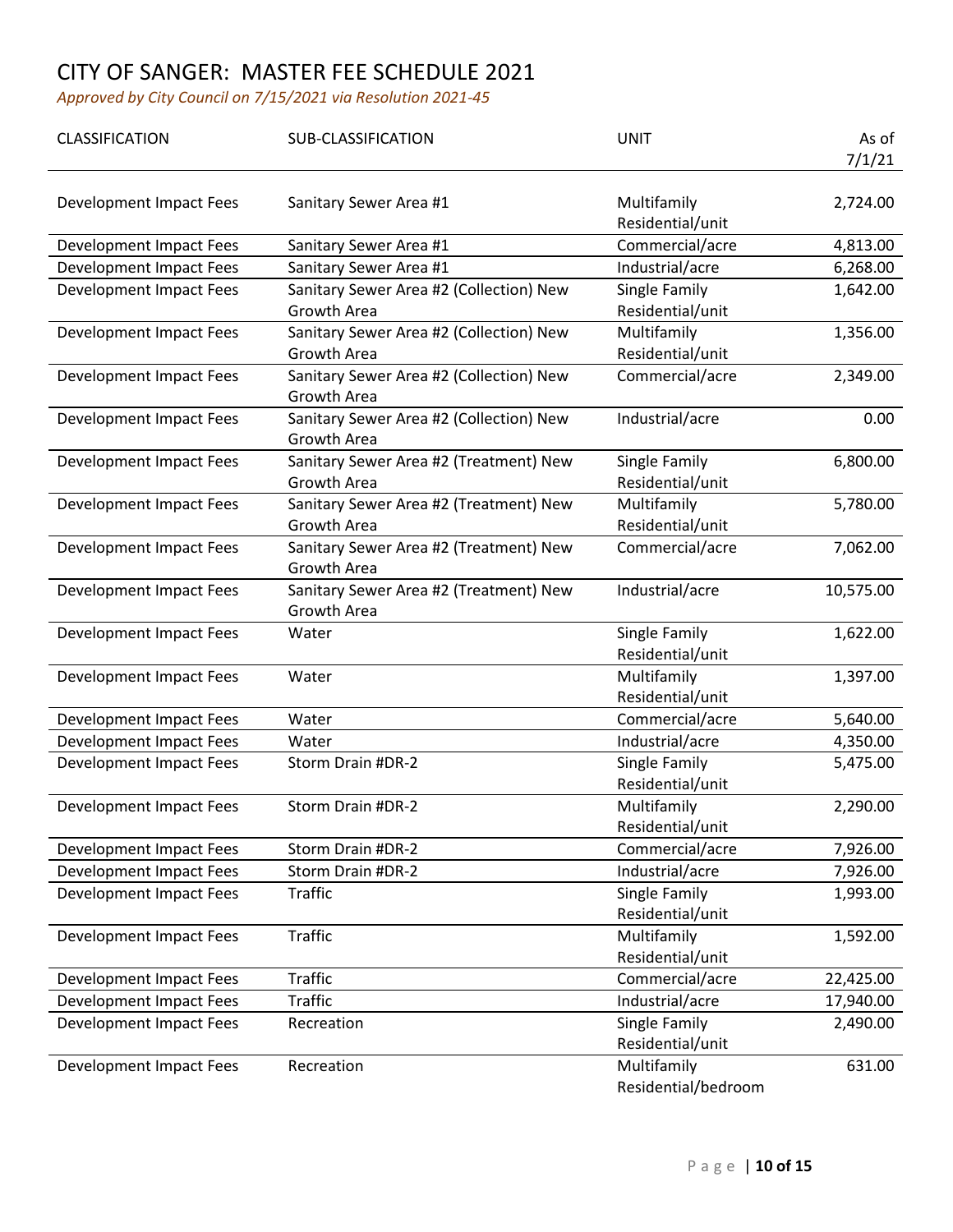# CITY OF SANGER: MASTER FEE SCHEDULE 2021

*Approved by City Council on 7/15/2021 via Resolution 2021-45*

| CLASSIFICATION | SUB-CLASSIFICATION | UNIT | As of 7/1/21 |
|---|---|---|---|
| Development Impact Fees | Sanitary Sewer Area #1 | Multifamily Residential/unit | 2,724.00 |
| Development Impact Fees | Sanitary Sewer Area #1 | Commercial/acre | 4,813.00 |
| Development Impact Fees | Sanitary Sewer Area #1 | Industrial/acre | 6,268.00 |
| Development Impact Fees | Sanitary Sewer Area #2 (Collection) New Growth Area | Single Family Residential/unit | 1,642.00 |
| Development Impact Fees | Sanitary Sewer Area #2 (Collection) New Growth Area | Multifamily Residential/unit | 1,356.00 |
| Development Impact Fees | Sanitary Sewer Area #2 (Collection) New Growth Area | Commercial/acre | 2,349.00 |
| Development Impact Fees | Sanitary Sewer Area #2 (Collection) New Growth Area | Industrial/acre | 0.00 |
| Development Impact Fees | Sanitary Sewer Area #2 (Treatment) New Growth Area | Single Family Residential/unit | 6,800.00 |
| Development Impact Fees | Sanitary Sewer Area #2 (Treatment) New Growth Area | Multifamily Residential/unit | 5,780.00 |
| Development Impact Fees | Sanitary Sewer Area #2 (Treatment) New Growth Area | Commercial/acre | 7,062.00 |
| Development Impact Fees | Sanitary Sewer Area #2 (Treatment) New Growth Area | Industrial/acre | 10,575.00 |
| Development Impact Fees | Water | Single Family Residential/unit | 1,622.00 |
| Development Impact Fees | Water | Multifamily Residential/unit | 1,397.00 |
| Development Impact Fees | Water | Commercial/acre | 5,640.00 |
| Development Impact Fees | Water | Industrial/acre | 4,350.00 |
| Development Impact Fees | Storm Drain #DR-2 | Single Family Residential/unit | 5,475.00 |
| Development Impact Fees | Storm Drain #DR-2 | Multifamily Residential/unit | 2,290.00 |
| Development Impact Fees | Storm Drain #DR-2 | Commercial/acre | 7,926.00 |
| Development Impact Fees | Storm Drain #DR-2 | Industrial/acre | 7,926.00 |
| Development Impact Fees | Traffic | Single Family Residential/unit | 1,993.00 |
| Development Impact Fees | Traffic | Multifamily Residential/unit | 1,592.00 |
| Development Impact Fees | Traffic | Commercial/acre | 22,425.00 |
| Development Impact Fees | Traffic | Industrial/acre | 17,940.00 |
| Development Impact Fees | Recreation | Single Family Residential/unit | 2,490.00 |
| Development Impact Fees | Recreation | Multifamily Residential/bedroom | 631.00 |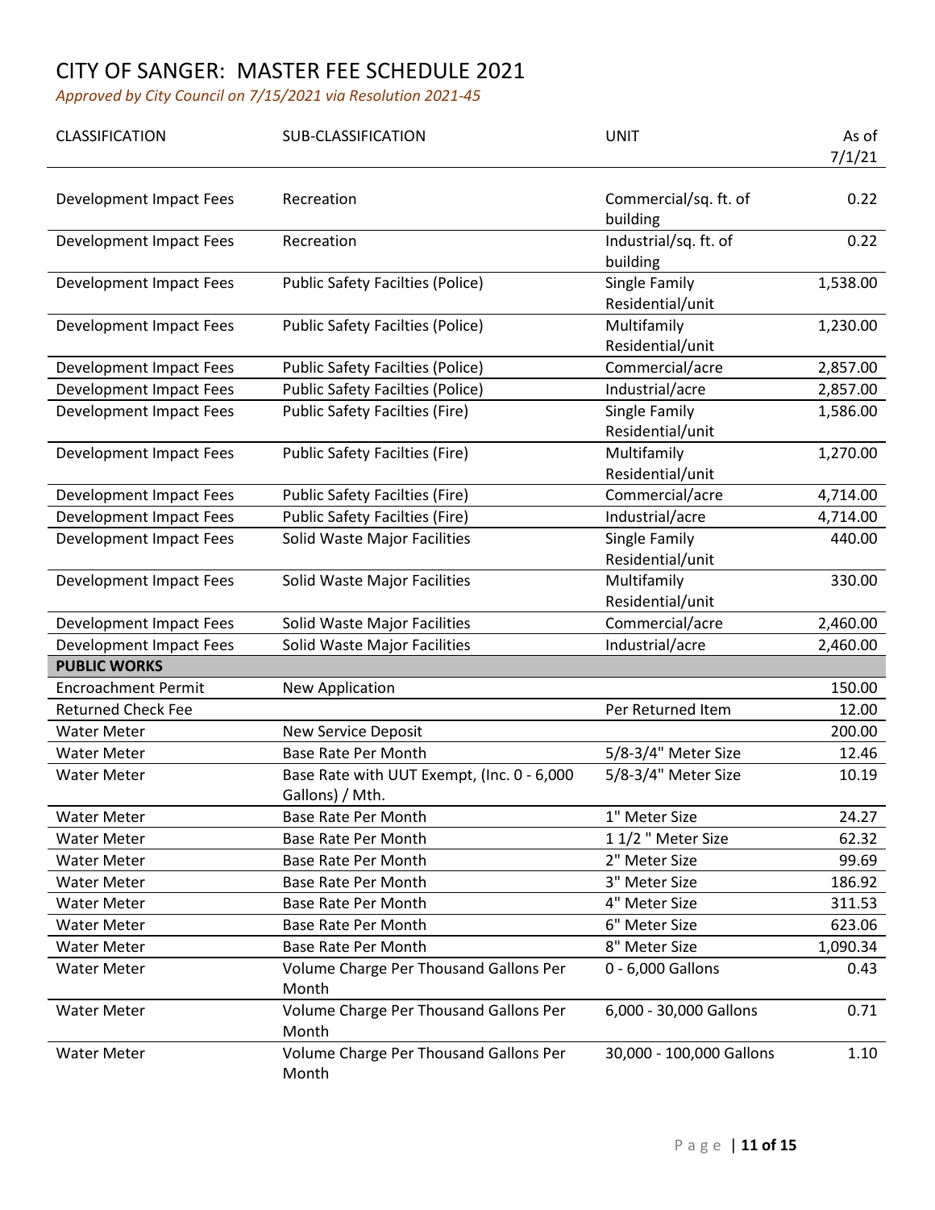# CITY OF SANGER: MASTER FEE SCHEDULE 2021

*Approved by City Council on 7/15/2021 via Resolution 2021-45*

| CLASSIFICATION | SUB-CLASSIFICATION | UNIT | As of 7/1/21 |
|---|---|---|---|
| Development Impact Fees | Recreation | Commercial/sq. ft. of building | 0.22 |
| Development Impact Fees | Recreation | Industrial/sq. ft. of building | 0.22 |
| Development Impact Fees | Public Safety Facilties (Police) | Single Family Residential/unit | 1,538.00 |
| Development Impact Fees | Public Safety Facilties (Police) | Multifamily Residential/unit | 1,230.00 |
| Development Impact Fees | Public Safety Facilties (Police) | Commercial/acre | 2,857.00 |
| Development Impact Fees | Public Safety Facilties (Police) | Industrial/acre | 2,857.00 |
| Development Impact Fees | Public Safety Facilties (Fire) | Single Family Residential/unit | 1,586.00 |
| Development Impact Fees | Public Safety Facilties (Fire) | Multifamily Residential/unit | 1,270.00 |
| Development Impact Fees | Public Safety Facilties (Fire) | Commercial/acre | 4,714.00 |
| Development Impact Fees | Public Safety Facilties (Fire) | Industrial/acre | 4,714.00 |
| Development Impact Fees | Solid Waste Major Facilities | Single Family Residential/unit | 440.00 |
| Development Impact Fees | Solid Waste Major Facilities | Multifamily Residential/unit | 330.00 |
| Development Impact Fees | Solid Waste Major Facilities | Commercial/acre | 2,460.00 |
| Development Impact Fees | Solid Waste Major Facilities | Industrial/acre | 2,460.00 |
| **PUBLIC WORKS** | | | |
| Encroachment Permit | New Application | | 150.00 |
| Returned Check Fee | | Per Returned Item | 12.00 |
| Water Meter | New Service Deposit | | 200.00 |
| Water Meter | Base Rate Per Month | 5/8-3/4" Meter Size | 12.46 |
| Water Meter | Base Rate with UUT Exempt, (Inc. 0 - 6,000 Gallons) / Mth. | 5/8-3/4" Meter Size | 10.19 |
| Water Meter | Base Rate Per Month | 1" Meter Size | 24.27 |
| Water Meter | Base Rate Per Month | 1 1/2 " Meter Size | 62.32 |
| Water Meter | Base Rate Per Month | 2" Meter Size | 99.69 |
| Water Meter | Base Rate Per Month | 3" Meter Size | 186.92 |
| Water Meter | Base Rate Per Month | 4" Meter Size | 311.53 |
| Water Meter | Base Rate Per Month | 6" Meter Size | 623.06 |
| Water Meter | Base Rate Per Month | 8" Meter Size | 1,090.34 |
| Water Meter | Volume Charge Per Thousand Gallons Per Month | 0 - 6,000 Gallons | 0.43 |
| Water Meter | Volume Charge Per Thousand Gallons Per Month | 6,000 - 30,000 Gallons | 0.71 |
| Water Meter | Volume Charge Per Thousand Gallons Per Month | 30,000 - 100,000 Gallons | 1.10 |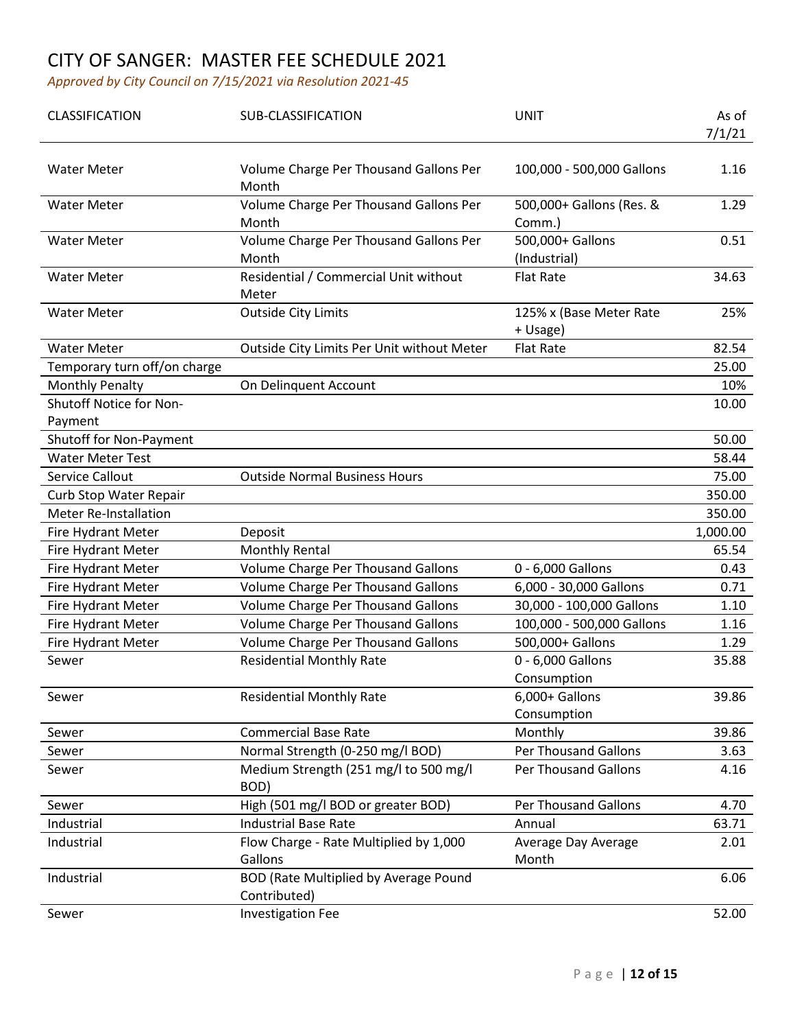# CITY OF SANGER: MASTER FEE SCHEDULE 2021

*Approved by City Council on 7/15/2021 via Resolution 2021-45*

| CLASSIFICATION | SUB-CLASSIFICATION | UNIT | As of 7/1/21 |
|---|---|---|---|
| Water Meter | Volume Charge Per Thousand Gallons Per Month | 100,000 - 500,000 Gallons | 1.16 |
| Water Meter | Volume Charge Per Thousand Gallons Per Month | 500,000+ Gallons (Res. & Comm.) | 1.29 |
| Water Meter | Volume Charge Per Thousand Gallons Per Month | 500,000+ Gallons (Industrial) | 0.51 |
| Water Meter | Residential / Commercial Unit without Meter | Flat Rate | 34.63 |
| Water Meter | Outside City Limits | 125% x (Base Meter Rate + Usage) | 25% |
| Water Meter | Outside City Limits Per Unit without Meter | Flat Rate | 82.54 |
| Temporary turn off/on charge | | | 25.00 |
| Monthly Penalty | On Delinquent Account | | 10% |
| Shutoff Notice for Non-Payment | | | 10.00 |
| Shutoff for Non-Payment | | | 50.00 |
| Water Meter Test | | | 58.44 |
| Service Callout | Outside Normal Business Hours | | 75.00 |
| Curb Stop Water Repair | | | 350.00 |
| Meter Re-Installation | | | 350.00 |
| Fire Hydrant Meter | Deposit | | 1,000.00 |
| Fire Hydrant Meter | Monthly Rental | | 65.54 |
| Fire Hydrant Meter | Volume Charge Per Thousand Gallons | 0 - 6,000 Gallons | 0.43 |
| Fire Hydrant Meter | Volume Charge Per Thousand Gallons | 6,000 - 30,000 Gallons | 0.71 |
| Fire Hydrant Meter | Volume Charge Per Thousand Gallons | 30,000 - 100,000 Gallons | 1.10 |
| Fire Hydrant Meter | Volume Charge Per Thousand Gallons | 100,000 - 500,000 Gallons | 1.16 |
| Fire Hydrant Meter | Volume Charge Per Thousand Gallons | 500,000+ Gallons | 1.29 |
| Sewer | Residential Monthly Rate | 0 - 6,000 Gallons Consumption | 35.88 |
| Sewer | Residential Monthly Rate | 6,000+ Gallons Consumption | 39.86 |
| Sewer | Commercial Base Rate | Monthly | 39.86 |
| Sewer | Normal Strength (0-250 mg/l BOD) | Per Thousand Gallons | 3.63 |
| Sewer | Medium Strength (251 mg/l to 500 mg/l BOD) | Per Thousand Gallons | 4.16 |
| Sewer | High (501 mg/l BOD or greater BOD) | Per Thousand Gallons | 4.70 |
| Industrial | Industrial Base Rate | Annual | 63.71 |
| Industrial | Flow Charge - Rate Multiplied by 1,000 Gallons | Average Day Average Month | 2.01 |
| Industrial | BOD (Rate Multiplied by Average Pound Contributed) | | 6.06 |
| Sewer | Investigation Fee | | 52.00 |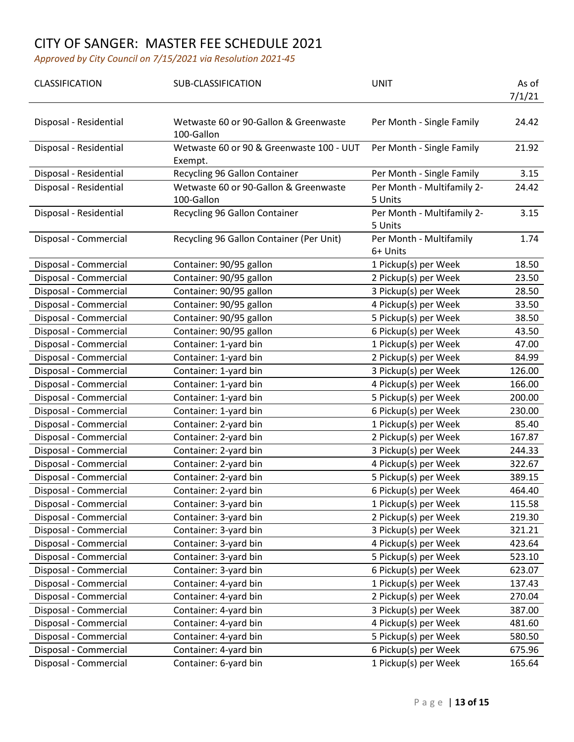# CITY OF SANGER: MASTER FEE SCHEDULE 2021

*Approved by City Council on 7/15/2021 via Resolution 2021-45*

| CLASSIFICATION | SUB-CLASSIFICATION | UNIT | As of 7/1/21 |
|---|---|---|---|
| Disposal - Residential | Wetwaste 60 or 90-Gallon & Greenwaste 100-Gallon | Per Month - Single Family | 24.42 |
| Disposal - Residential | Wetwaste 60 or 90 & Greenwaste 100 - UUT Exempt. | Per Month - Single Family | 21.92 |
| Disposal - Residential | Recycling 96 Gallon Container | Per Month - Single Family | 3.15 |
| Disposal - Residential | Wetwaste 60 or 90-Gallon & Greenwaste 100-Gallon | Per Month - Multifamily 2-5 Units | 24.42 |
| Disposal - Residential | Recycling 96 Gallon Container | Per Month - Multifamily 2-5 Units | 3.15 |
| Disposal - Commercial | Recycling 96 Gallon Container (Per Unit) | Per Month - Multifamily 6+ Units | 1.74 |
| Disposal - Commercial | Container: 90/95 gallon | 1 Pickup(s) per Week | 18.50 |
| Disposal - Commercial | Container: 90/95 gallon | 2 Pickup(s) per Week | 23.50 |
| Disposal - Commercial | Container: 90/95 gallon | 3 Pickup(s) per Week | 28.50 |
| Disposal - Commercial | Container: 90/95 gallon | 4 Pickup(s) per Week | 33.50 |
| Disposal - Commercial | Container: 90/95 gallon | 5 Pickup(s) per Week | 38.50 |
| Disposal - Commercial | Container: 90/95 gallon | 6 Pickup(s) per Week | 43.50 |
| Disposal - Commercial | Container: 1-yard bin | 1 Pickup(s) per Week | 47.00 |
| Disposal - Commercial | Container: 1-yard bin | 2 Pickup(s) per Week | 84.99 |
| Disposal - Commercial | Container: 1-yard bin | 3 Pickup(s) per Week | 126.00 |
| Disposal - Commercial | Container: 1-yard bin | 4 Pickup(s) per Week | 166.00 |
| Disposal - Commercial | Container: 1-yard bin | 5 Pickup(s) per Week | 200.00 |
| Disposal - Commercial | Container: 1-yard bin | 6 Pickup(s) per Week | 230.00 |
| Disposal - Commercial | Container: 2-yard bin | 1 Pickup(s) per Week | 85.40 |
| Disposal - Commercial | Container: 2-yard bin | 2 Pickup(s) per Week | 167.87 |
| Disposal - Commercial | Container: 2-yard bin | 3 Pickup(s) per Week | 244.33 |
| Disposal - Commercial | Container: 2-yard bin | 4 Pickup(s) per Week | 322.67 |
| Disposal - Commercial | Container: 2-yard bin | 5 Pickup(s) per Week | 389.15 |
| Disposal - Commercial | Container: 2-yard bin | 6 Pickup(s) per Week | 464.40 |
| Disposal - Commercial | Container: 3-yard bin | 1 Pickup(s) per Week | 115.58 |
| Disposal - Commercial | Container: 3-yard bin | 2 Pickup(s) per Week | 219.30 |
| Disposal - Commercial | Container: 3-yard bin | 3 Pickup(s) per Week | 321.21 |
| Disposal - Commercial | Container: 3-yard bin | 4 Pickup(s) per Week | 423.64 |
| Disposal - Commercial | Container: 3-yard bin | 5 Pickup(s) per Week | 523.10 |
| Disposal - Commercial | Container: 3-yard bin | 6 Pickup(s) per Week | 623.07 |
| Disposal - Commercial | Container: 4-yard bin | 1 Pickup(s) per Week | 137.43 |
| Disposal - Commercial | Container: 4-yard bin | 2 Pickup(s) per Week | 270.04 |
| Disposal - Commercial | Container: 4-yard bin | 3 Pickup(s) per Week | 387.00 |
| Disposal - Commercial | Container: 4-yard bin | 4 Pickup(s) per Week | 481.60 |
| Disposal - Commercial | Container: 4-yard bin | 5 Pickup(s) per Week | 580.50 |
| Disposal - Commercial | Container: 4-yard bin | 6 Pickup(s) per Week | 675.96 |
| Disposal - Commercial | Container: 6-yard bin | 1 Pickup(s) per Week | 165.64 |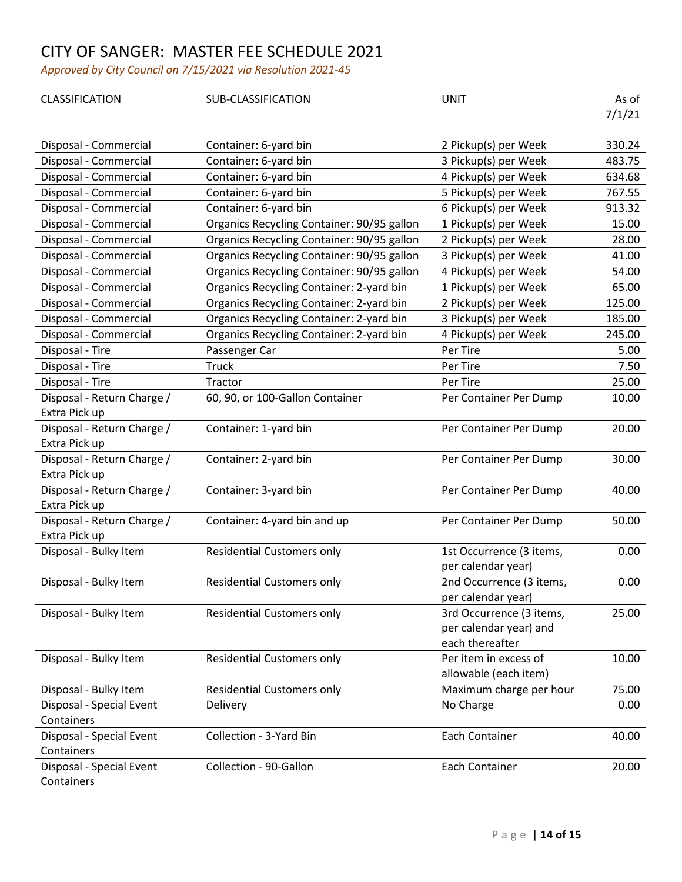# CITY OF SANGER: MASTER FEE SCHEDULE 2021

*Approved by City Council on 7/15/2021 via Resolution 2021-45*

| CLASSIFICATION | SUB-CLASSIFICATION | UNIT | As of 7/1/21 |
|---|---|---|---|
| Disposal - Commercial | Container: 6-yard bin | 2 Pickup(s) per Week | 330.24 |
| Disposal - Commercial | Container: 6-yard bin | 3 Pickup(s) per Week | 483.75 |
| Disposal - Commercial | Container: 6-yard bin | 4 Pickup(s) per Week | 634.68 |
| Disposal - Commercial | Container: 6-yard bin | 5 Pickup(s) per Week | 767.55 |
| Disposal - Commercial | Container: 6-yard bin | 6 Pickup(s) per Week | 913.32 |
| Disposal - Commercial | Organics Recycling Container: 90/95 gallon | 1 Pickup(s) per Week | 15.00 |
| Disposal - Commercial | Organics Recycling Container: 90/95 gallon | 2 Pickup(s) per Week | 28.00 |
| Disposal - Commercial | Organics Recycling Container: 90/95 gallon | 3 Pickup(s) per Week | 41.00 |
| Disposal - Commercial | Organics Recycling Container: 90/95 gallon | 4 Pickup(s) per Week | 54.00 |
| Disposal - Commercial | Organics Recycling Container: 2-yard bin | 1 Pickup(s) per Week | 65.00 |
| Disposal - Commercial | Organics Recycling Container: 2-yard bin | 2 Pickup(s) per Week | 125.00 |
| Disposal - Commercial | Organics Recycling Container: 2-yard bin | 3 Pickup(s) per Week | 185.00 |
| Disposal - Commercial | Organics Recycling Container: 2-yard bin | 4 Pickup(s) per Week | 245.00 |
| Disposal - Tire | Passenger Car | Per Tire | 5.00 |
| Disposal - Tire | Truck | Per Tire | 7.50 |
| Disposal - Tire | Tractor | Per Tire | 25.00 |
| Disposal - Return Charge / Extra Pick up | 60, 90, or 100-Gallon Container | Per Container Per Dump | 10.00 |
| Disposal - Return Charge / Extra Pick up | Container: 1-yard bin | Per Container Per Dump | 20.00 |
| Disposal - Return Charge / Extra Pick up | Container: 2-yard bin | Per Container Per Dump | 30.00 |
| Disposal - Return Charge / Extra Pick up | Container: 3-yard bin | Per Container Per Dump | 40.00 |
| Disposal - Return Charge / Extra Pick up | Container: 4-yard bin and up | Per Container Per Dump | 50.00 |
| Disposal - Bulky Item | Residential Customers only | 1st Occurrence (3 items, per calendar year) | 0.00 |
| Disposal - Bulky Item | Residential Customers only | 2nd Occurrence (3 items, per calendar year) | 0.00 |
| Disposal - Bulky Item | Residential Customers only | 3rd Occurrence (3 items, per calendar year) and each thereafter | 25.00 |
| Disposal - Bulky Item | Residential Customers only | Per item in excess of allowable (each item) | 10.00 |
| Disposal - Bulky Item | Residential Customers only | Maximum charge per hour | 75.00 |
| Disposal - Special Event Containers | Delivery | No Charge | 0.00 |
| Disposal - Special Event Containers | Collection - 3-Yard Bin | Each Container | 40.00 |
| Disposal - Special Event Containers | Collection - 90-Gallon | Each Container | 20.00 |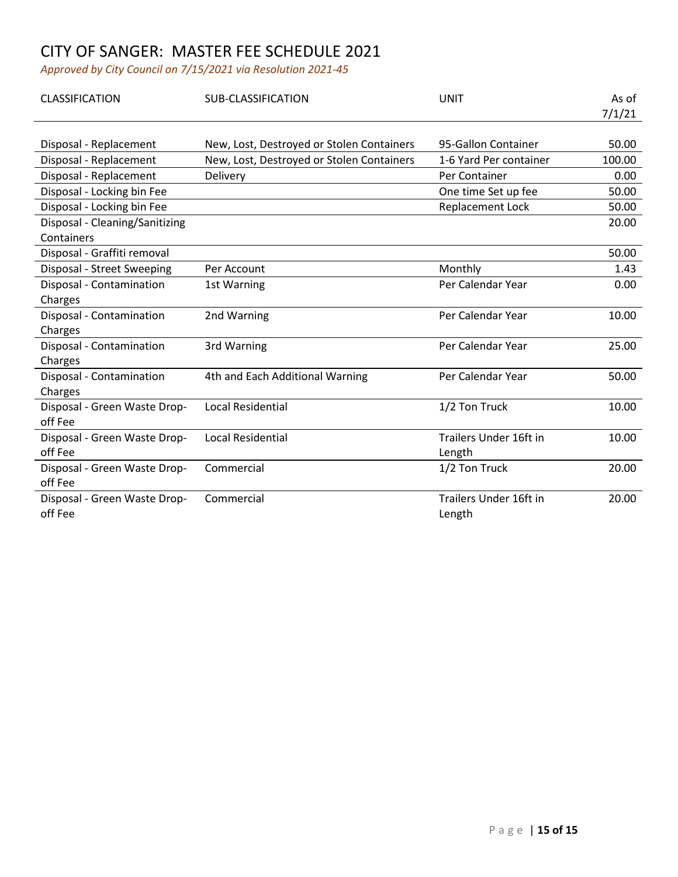# CITY OF SANGER: MASTER FEE SCHEDULE 2021

*Approved by City Council on 7/15/2021 via Resolution 2021-45*

| CLASSIFICATION | SUB-CLASSIFICATION | UNIT | As of 7/1/21 |
|---|---|---|---|
| Disposal - Replacement | New, Lost, Destroyed or Stolen Containers | 95-Gallon Container | 50.00 |
| Disposal - Replacement | New, Lost, Destroyed or Stolen Containers | 1-6 Yard Per container | 100.00 |
| Disposal - Replacement | Delivery | Per Container | 0.00 |
| Disposal - Locking bin Fee | | One time Set up fee | 50.00 |
| Disposal - Locking bin Fee | | Replacement Lock | 50.00 |
| Disposal - Cleaning/Sanitizing Containers | | | 20.00 |
| Disposal - Graffiti removal | | | 50.00 |
| Disposal - Street Sweeping | Per Account | Monthly | 1.43 |
| Disposal - Contamination Charges | 1st Warning | Per Calendar Year | 0.00 |
| Disposal - Contamination Charges | 2nd Warning | Per Calendar Year | 10.00 |
| Disposal - Contamination Charges | 3rd Warning | Per Calendar Year | 25.00 |
| Disposal - Contamination Charges | 4th and Each Additional Warning | Per Calendar Year | 50.00 |
| Disposal - Green Waste Drop-off Fee | Local Residential | 1/2 Ton Truck | 10.00 |
| Disposal - Green Waste Drop-off Fee | Local Residential | Trailers Under 16ft in Length | 10.00 |
| Disposal - Green Waste Drop-off Fee | Commercial | 1/2 Ton Truck | 20.00 |
| Disposal - Green Waste Drop-off Fee | Commercial | Trailers Under 16ft in Length | 20.00 |